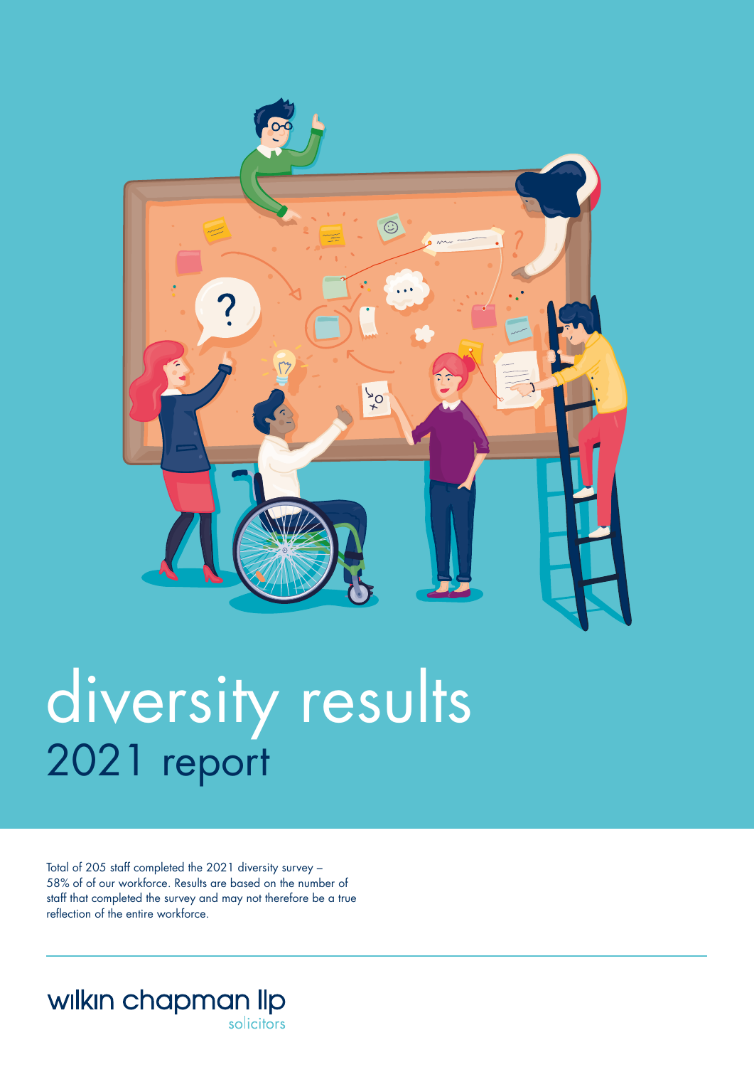# diversity results
## 2021 report

Total of 205 staff completed the 2021 diversity survey – 58% of of our workforce. Results are based on the number of staff that completed the survey and may not therefore be a true reflection of the entire workforce.

wilkin chapman llp
solicitors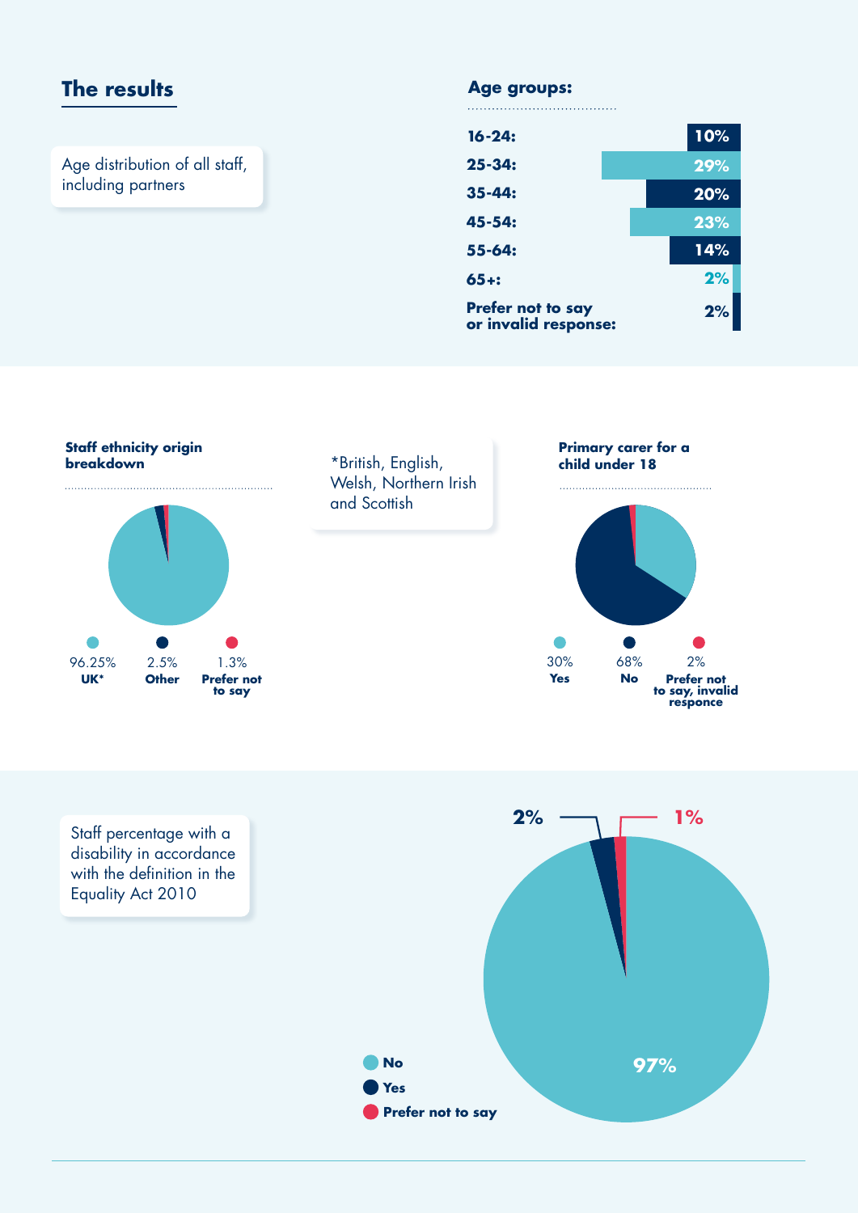## The results

Age distribution of all staff, including partners

### Age groups:

| Age group | Percentage |
|---|---|
| 16-24: | 10% |
| 25-34: | 29% |
| 35-44: | 20% |
| 45-54: | 23% |
| 55-64: | 14% |
| 65+: | 2% |
| Prefer not to say or invalid response: | 2% |

### Staff ethnicity origin breakdown

- 96.25% **UK***
- 2.5% **Other**
- 1.3% **Prefer not to say**

*British, English, Welsh, Northern Irish and Scottish

### Primary carer for a child under 18

- 30% **Yes**
- 68% **No**
- 2% **Prefer not to say, invalid responce**

Staff percentage with a disability in accordance with the definition in the Equality Act 2010

- **No** 97%
- **Yes** 2%
- **Prefer not to say** 1%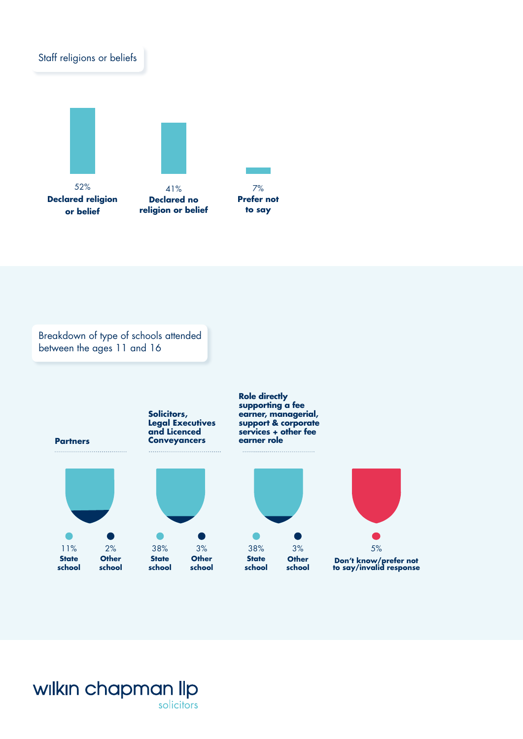## Staff religions or beliefs

52%
**Declared religion or belief**

41%
**Declared no religion or belief**

7%
**Prefer not to say**

## Breakdown of type of schools attended between the ages 11 and 16

**Partners**

11%
**State school**

2%
**Other school**

**Solicitors, Legal Executives and Licenced Conveyancers**

38%
**State school**

3%
**Other school**

**Role directly supporting a fee earner, managerial, support & corporate services + other fee earner role**

38%
**State school**

3%
**Other school**

5%
**Don't know/prefer not to say/invalid response**

wilkin chapman llp
solicitors